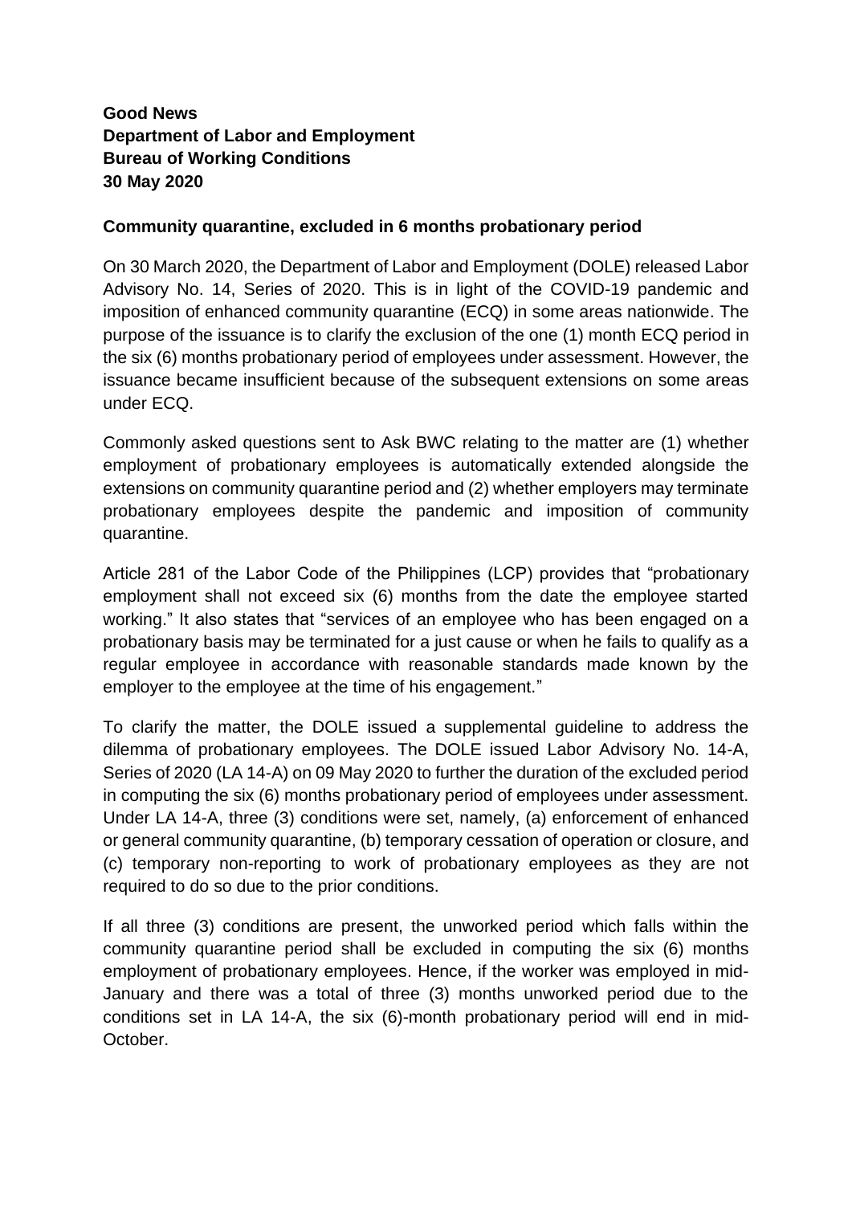**Good News**
**Department of Labor and Employment**
**Bureau of Working Conditions**
**30 May 2020**

**Community quarantine, excluded in 6 months probationary period**

On 30 March 2020, the Department of Labor and Employment (DOLE) released Labor Advisory No. 14, Series of 2020. This is in light of the COVID-19 pandemic and imposition of enhanced community quarantine (ECQ) in some areas nationwide. The purpose of the issuance is to clarify the exclusion of the one (1) month ECQ period in the six (6) months probationary period of employees under assessment. However, the issuance became insufficient because of the subsequent extensions on some areas under ECQ.

Commonly asked questions sent to Ask BWC relating to the matter are (1) whether employment of probationary employees is automatically extended alongside the extensions on community quarantine period and (2) whether employers may terminate probationary employees despite the pandemic and imposition of community quarantine.

Article 281 of the Labor Code of the Philippines (LCP) provides that "probationary employment shall not exceed six (6) months from the date the employee started working." It also states that "services of an employee who has been engaged on a probationary basis may be terminated for a just cause or when he fails to qualify as a regular employee in accordance with reasonable standards made known by the employer to the employee at the time of his engagement."

To clarify the matter, the DOLE issued a supplemental guideline to address the dilemma of probationary employees. The DOLE issued Labor Advisory No. 14-A, Series of 2020 (LA 14-A) on 09 May 2020 to further the duration of the excluded period in computing the six (6) months probationary period of employees under assessment. Under LA 14-A, three (3) conditions were set, namely, (a) enforcement of enhanced or general community quarantine, (b) temporary cessation of operation or closure, and (c) temporary non-reporting to work of probationary employees as they are not required to do so due to the prior conditions.

If all three (3) conditions are present, the unworked period which falls within the community quarantine period shall be excluded in computing the six (6) months employment of probationary employees. Hence, if the worker was employed in mid-January and there was a total of three (3) months unworked period due to the conditions set in LA 14-A, the six (6)-month probationary period will end in mid-October.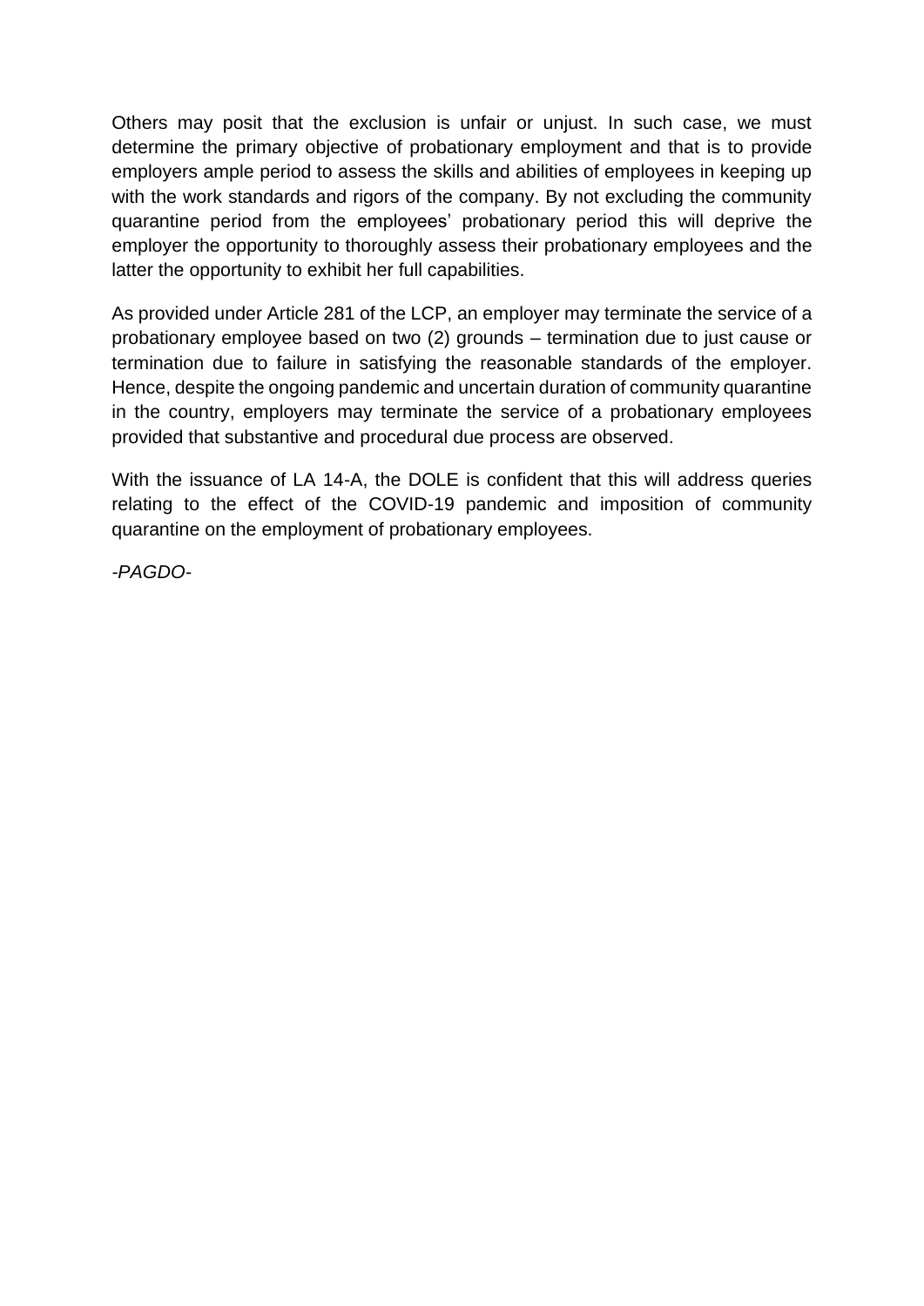Others may posit that the exclusion is unfair or unjust. In such case, we must determine the primary objective of probationary employment and that is to provide employers ample period to assess the skills and abilities of employees in keeping up with the work standards and rigors of the company. By not excluding the community quarantine period from the employees' probationary period this will deprive the employer the opportunity to thoroughly assess their probationary employees and the latter the opportunity to exhibit her full capabilities.

As provided under Article 281 of the LCP, an employer may terminate the service of a probationary employee based on two (2) grounds – termination due to just cause or termination due to failure in satisfying the reasonable standards of the employer. Hence, despite the ongoing pandemic and uncertain duration of community quarantine in the country, employers may terminate the service of a probationary employees provided that substantive and procedural due process are observed.

With the issuance of LA 14-A, the DOLE is confident that this will address queries relating to the effect of the COVID-19 pandemic and imposition of community quarantine on the employment of probationary employees.

*-PAGDO-*